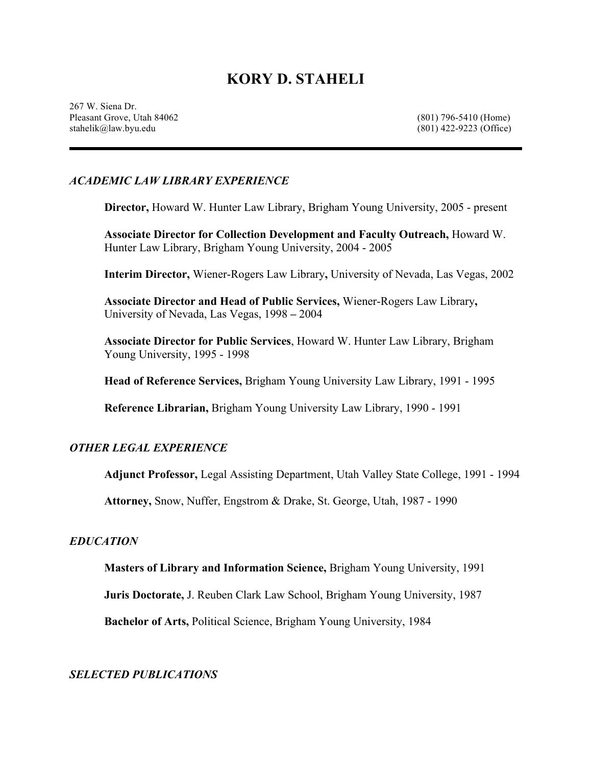# KORY D. STAHELI

267 W. Siena Dr.
Pleasant Grove, Utah 84062
stahelik@law.byu.edu

(801) 796-5410 (Home)
(801) 422-9223 (Office)

---

## *ACADEMIC LAW LIBRARY EXPERIENCE*

**Director,** Howard W. Hunter Law Library, Brigham Young University, 2005 - present

**Associate Director for Collection Development and Faculty Outreach,** Howard W. Hunter Law Library, Brigham Young University, 2004 - 2005

**Interim Director,** Wiener-Rogers Law Library**,** University of Nevada, Las Vegas, 2002

**Associate Director and Head of Public Services,** Wiener-Rogers Law Library**,** University of Nevada, Las Vegas, 1998 **–** 2004

**Associate Director for Public Services**, Howard W. Hunter Law Library, Brigham Young University, 1995 - 1998

**Head of Reference Services,** Brigham Young University Law Library, 1991 - 1995

**Reference Librarian,** Brigham Young University Law Library, 1990 - 1991

## *OTHER LEGAL EXPERIENCE*

**Adjunct Professor,** Legal Assisting Department, Utah Valley State College, 1991 - 1994

**Attorney,** Snow, Nuffer, Engstrom & Drake, St. George, Utah, 1987 - 1990

## *EDUCATION*

**Masters of Library and Information Science,** Brigham Young University, 1991

**Juris Doctorate,** J. Reuben Clark Law School, Brigham Young University, 1987

**Bachelor of Arts,** Political Science, Brigham Young University, 1984

## *SELECTED PUBLICATIONS*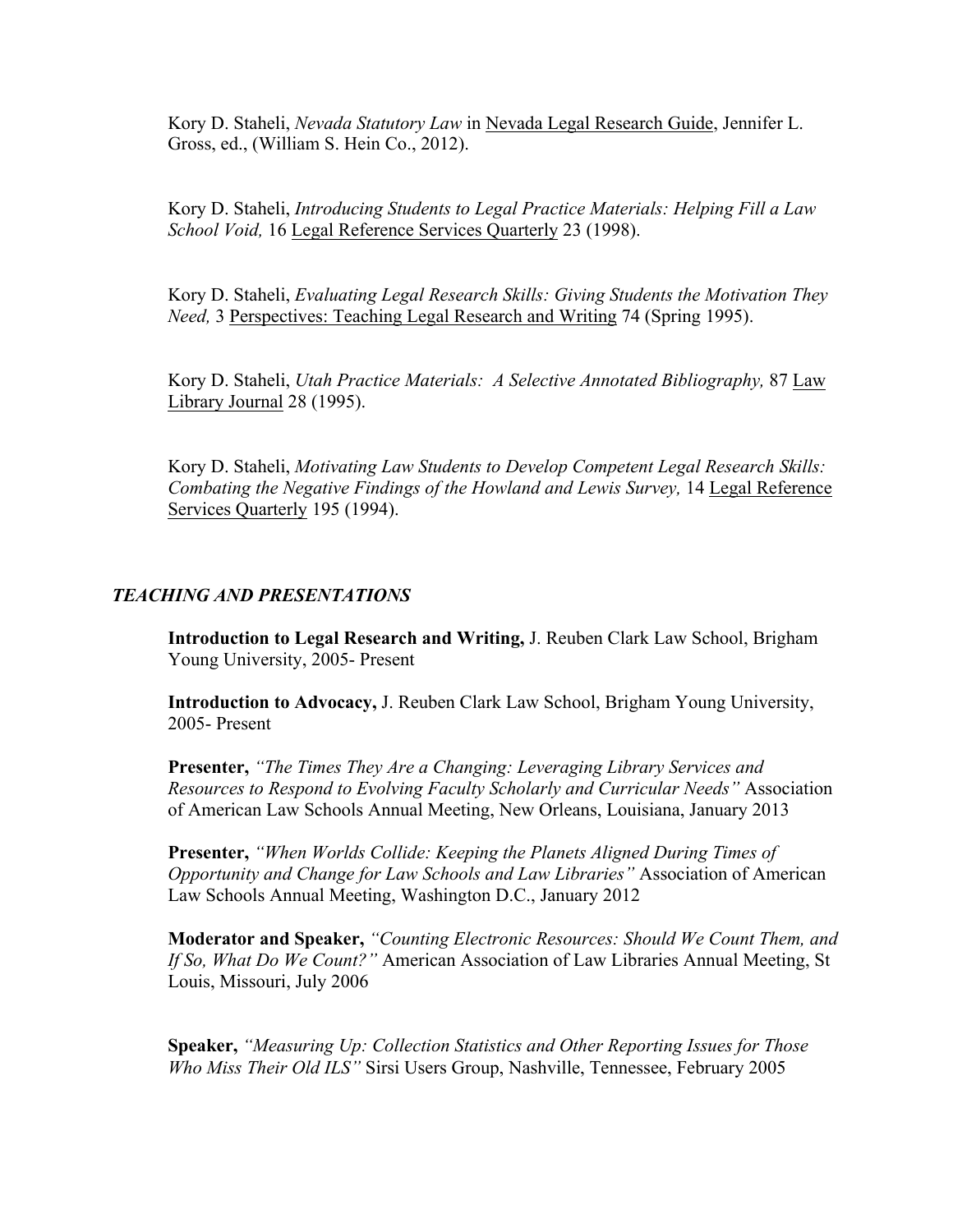Kory D. Staheli, *Nevada Statutory Law* in Nevada Legal Research Guide, Jennifer L. Gross, ed., (William S. Hein Co., 2012).

Kory D. Staheli, *Introducing Students to Legal Practice Materials: Helping Fill a Law School Void,* 16 Legal Reference Services Quarterly 23 (1998).

Kory D. Staheli, *Evaluating Legal Research Skills: Giving Students the Motivation They Need,* 3 Perspectives: Teaching Legal Research and Writing 74 (Spring 1995).

Kory D. Staheli, *Utah Practice Materials: A Selective Annotated Bibliography,* 87 Law Library Journal 28 (1995).

Kory D. Staheli, *Motivating Law Students to Develop Competent Legal Research Skills: Combating the Negative Findings of the Howland and Lewis Survey,* 14 Legal Reference Services Quarterly 195 (1994).

### *TEACHING AND PRESENTATIONS*

**Introduction to Legal Research and Writing,** J. Reuben Clark Law School, Brigham Young University, 2005- Present

**Introduction to Advocacy,** J. Reuben Clark Law School, Brigham Young University, 2005- Present

**Presenter,** *"The Times They Are a Changing: Leveraging Library Services and Resources to Respond to Evolving Faculty Scholarly and Curricular Needs"* Association of American Law Schools Annual Meeting, New Orleans, Louisiana, January 2013

**Presenter,** *"When Worlds Collide: Keeping the Planets Aligned During Times of Opportunity and Change for Law Schools and Law Libraries"* Association of American Law Schools Annual Meeting, Washington D.C., January 2012

**Moderator and Speaker,** *"Counting Electronic Resources: Should We Count Them, and If So, What Do We Count?"* American Association of Law Libraries Annual Meeting, St Louis, Missouri, July 2006

**Speaker,** *"Measuring Up: Collection Statistics and Other Reporting Issues for Those Who Miss Their Old ILS"* Sirsi Users Group, Nashville, Tennessee, February 2005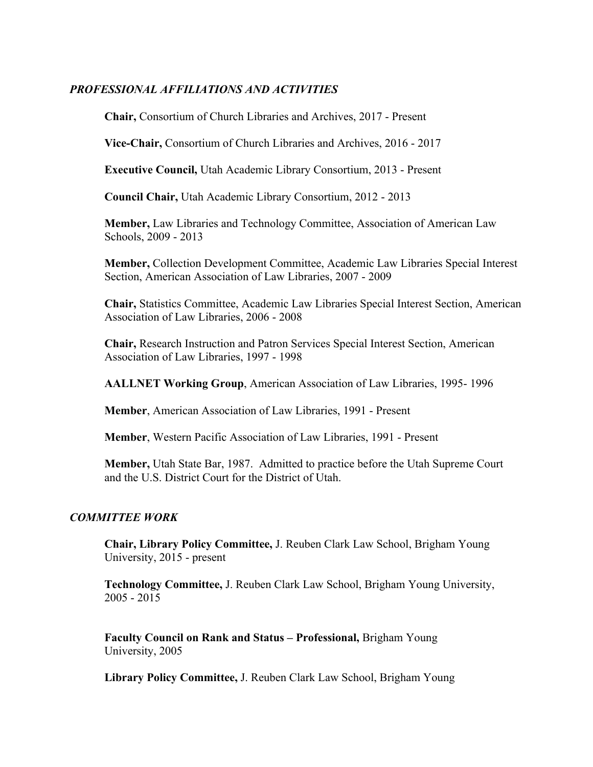## *PROFESSIONAL AFFILIATIONS AND ACTIVITIES*

**Chair,** Consortium of Church Libraries and Archives, 2017 - Present

**Vice-Chair,** Consortium of Church Libraries and Archives, 2016 - 2017

**Executive Council,** Utah Academic Library Consortium, 2013 - Present

**Council Chair,** Utah Academic Library Consortium, 2012 - 2013

**Member,** Law Libraries and Technology Committee, Association of American Law Schools, 2009 - 2013

**Member,** Collection Development Committee, Academic Law Libraries Special Interest Section, American Association of Law Libraries, 2007 - 2009

**Chair,** Statistics Committee, Academic Law Libraries Special Interest Section, American Association of Law Libraries, 2006 - 2008

**Chair,** Research Instruction and Patron Services Special Interest Section, American Association of Law Libraries, 1997 - 1998

**AALLNET Working Group**, American Association of Law Libraries, 1995- 1996

**Member**, American Association of Law Libraries, 1991 - Present

**Member**, Western Pacific Association of Law Libraries, 1991 - Present

**Member,** Utah State Bar, 1987. Admitted to practice before the Utah Supreme Court and the U.S. District Court for the District of Utah.

## *COMMITTEE WORK*

**Chair, Library Policy Committee,** J. Reuben Clark Law School, Brigham Young University, 2015 - present

**Technology Committee,** J. Reuben Clark Law School, Brigham Young University, 2005 - 2015

**Faculty Council on Rank and Status – Professional,** Brigham Young University, 2005

**Library Policy Committee,** J. Reuben Clark Law School, Brigham Young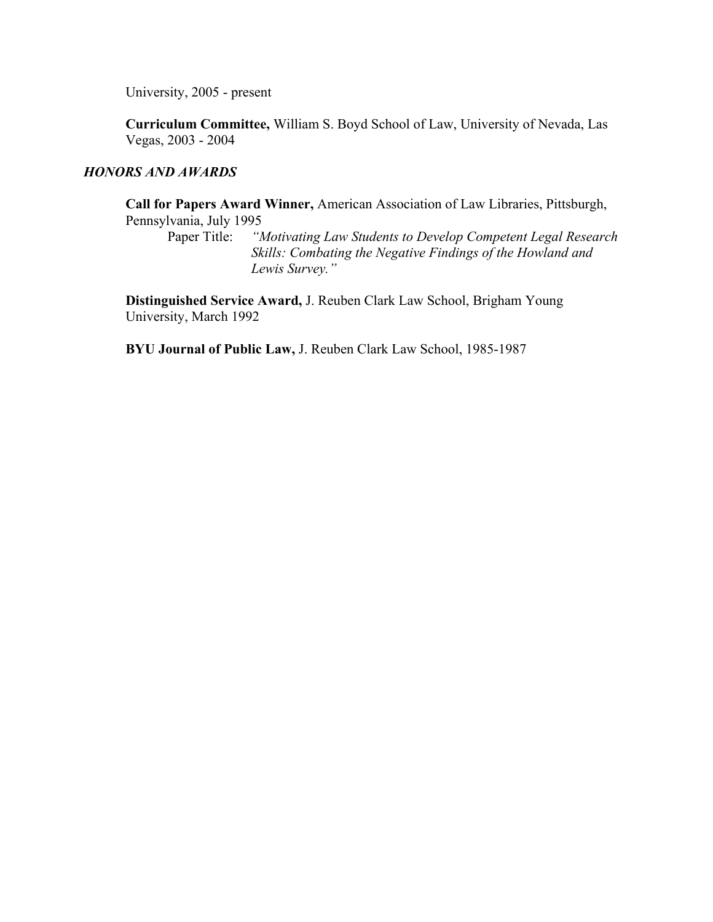University, 2005 - present

**Curriculum Committee,** William S. Boyd School of Law, University of Nevada, Las Vegas, 2003 - 2004

## *HONORS AND AWARDS*

**Call for Papers Award Winner,** American Association of Law Libraries, Pittsburgh, Pennsylvania, July 1995
Paper Title: *"Motivating Law Students to Develop Competent Legal Research Skills: Combating the Negative Findings of the Howland and Lewis Survey."*

**Distinguished Service Award,** J. Reuben Clark Law School, Brigham Young University, March 1992

**BYU Journal of Public Law,** J. Reuben Clark Law School, 1985-1987